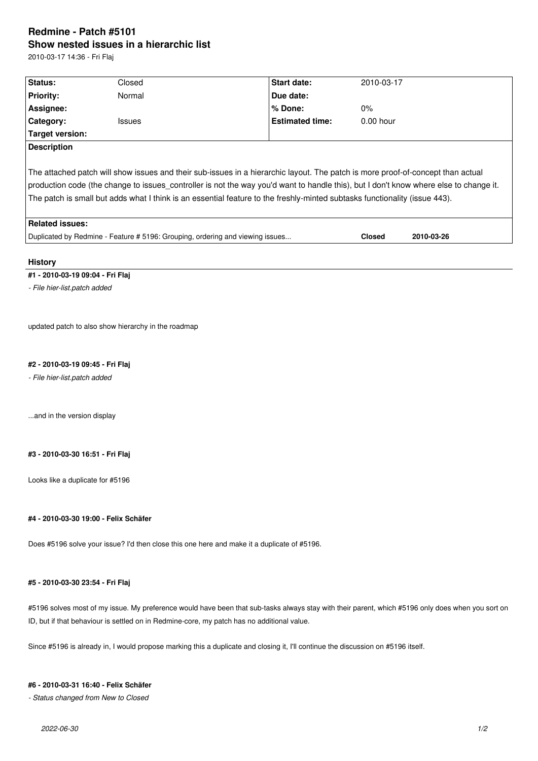# Redmine - Patch #5101

## Show nested issues in a hierarchic list

2010-03-17 14:36 - Fri Flaj

| Status: | Closed | Start date: | 2010-03-17 |
|---|---|---|---|
| Priority: | Normal | Due date: | |
| Assignee: | | % Done: | 0% |
| Category: | Issues | Estimated time: | 0.00 hour |
| Target version: | | | |

**Description**

The attached patch will show issues and their sub-issues in a hierarchic layout. The patch is more proof-of-concept than actual production code (the change to issues_controller is not the way you'd want to handle this), but I don't know where else to change it. The patch is small but adds what I think is an essential feature to the freshly-minted subtasks functionality (issue 443).

**Related issues:**

| | | |
|---|---|---|
| Duplicated by Redmine - Feature # 5196: Grouping, ordering and viewing issues... | **Closed** | **2010-03-26** |

### History

#### #1 - 2010-03-19 09:04 - Fri Flaj

*- File hier-list.patch added*

updated patch to also show hierarchy in the roadmap

#### #2 - 2010-03-19 09:45 - Fri Flaj

*- File hier-list.patch added*

...and in the version display

#### #3 - 2010-03-30 16:51 - Fri Flaj

Looks like a duplicate for #5196

#### #4 - 2010-03-30 19:00 - Felix Schäfer

Does #5196 solve your issue? I'd then close this one here and make it a duplicate of #5196.

#### #5 - 2010-03-30 23:54 - Fri Flaj

#5196 solves most of my issue. My preference would have been that sub-tasks always stay with their parent, which #5196 only does when you sort on ID, but if that behaviour is settled on in Redmine-core, my patch has no additional value.

Since #5196 is already in, I would propose marking this a duplicate and closing it, I'll continue the discussion on #5196 itself.

#### #6 - 2010-03-31 16:40 - Felix Schäfer

*- Status changed from New to Closed*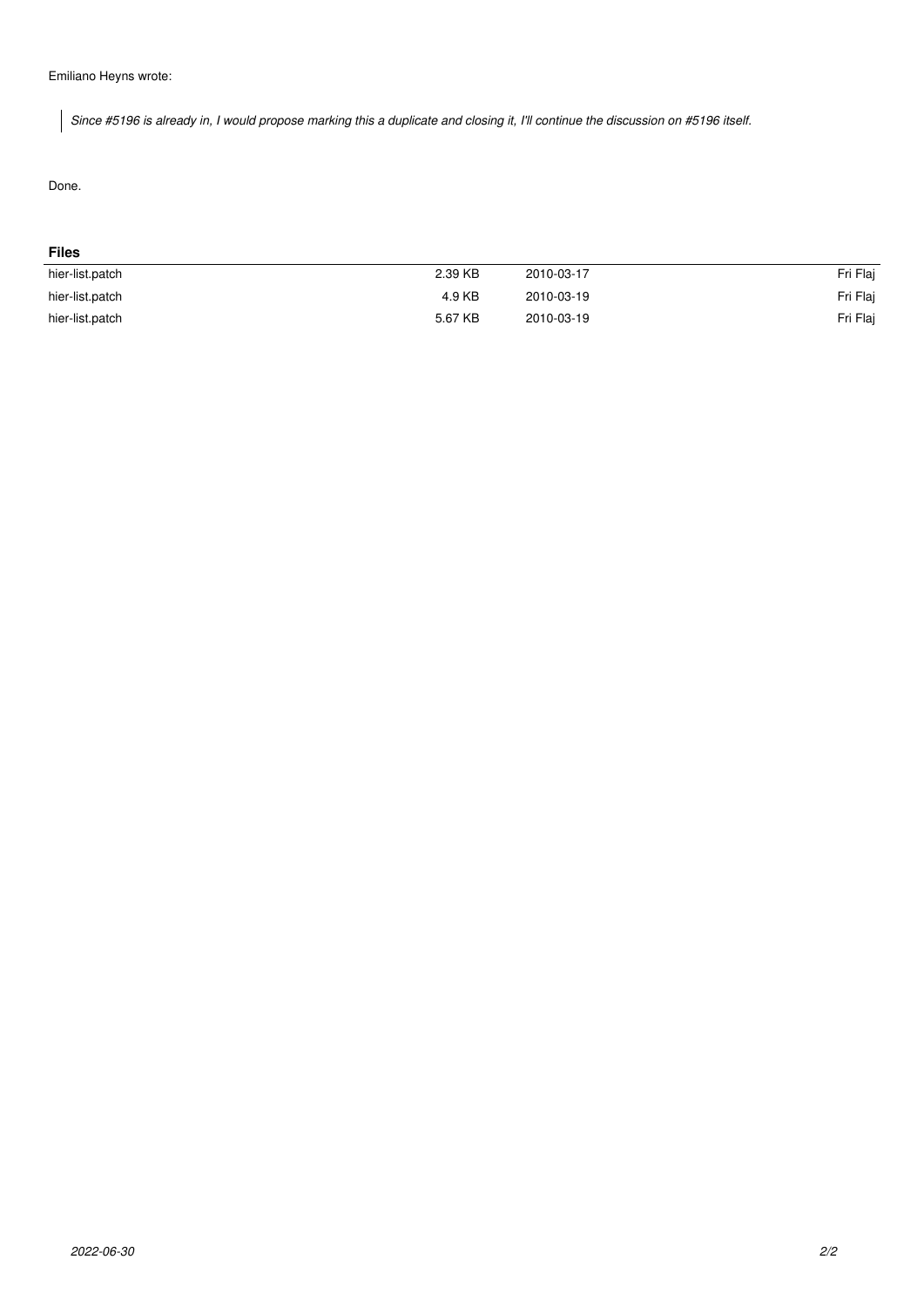Emiliano Heyns wrote:

> *Since #5196 is already in, I would propose marking this a duplicate and closing it, I'll continue the discussion on #5196 itself.*

Done.

**Files**

| | | | |
|---|---|---|---|
| hier-list.patch | 2.39 KB | 2010-03-17 | Fri Flaj |
| hier-list.patch | 4.9 KB | 2010-03-19 | Fri Flaj |
| hier-list.patch | 5.67 KB | 2010-03-19 | Fri Flaj |